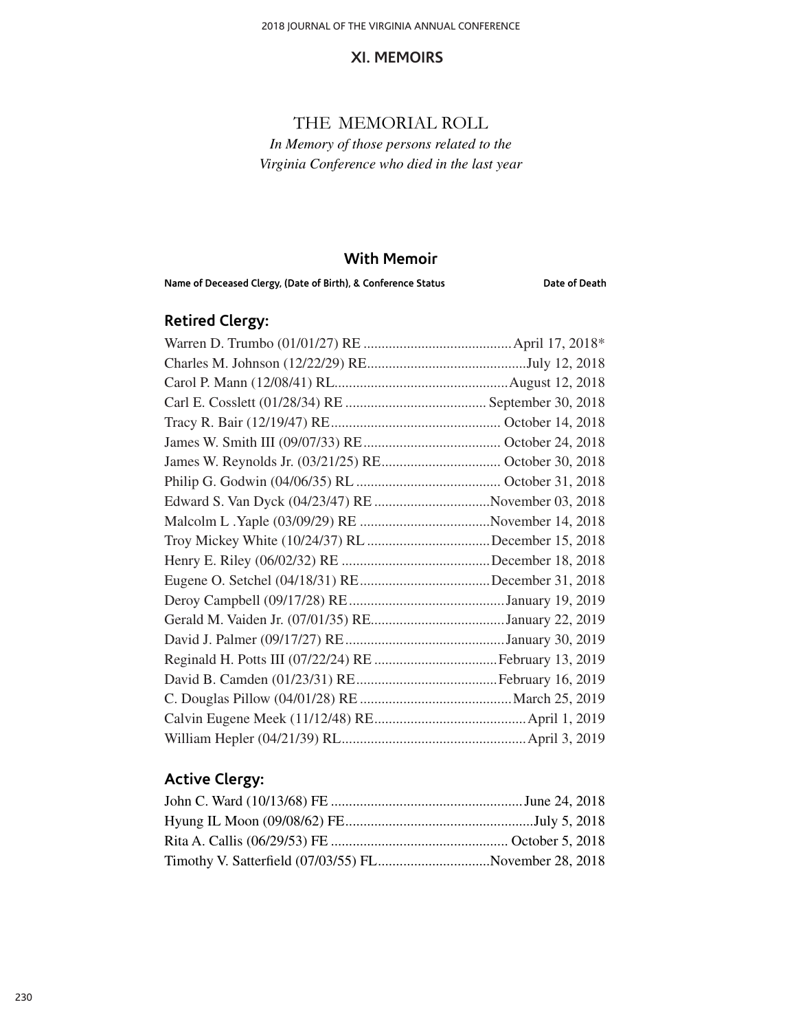# XI. MEMOIRS

## THE MEMORIAL ROLL

*In Memory of those persons related to the Virginia Conference who died in the last year*

### With Memoir

| Name of Deceased Clergy, (Date of Birth), & Conference Status | Date of Death |
| --- | --- |

### Retired Clergy:

| | |
| --- | --- |
| Warren D. Trumbo (01/01/27) RE | April 17, 2018* |
| Charles M. Johnson (12/22/29) RE | July 12, 2018 |
| Carol P. Mann (12/08/41) RL | August 12, 2018 |
| Carl E. Cosslett (01/28/34) RE | September 30, 2018 |
| Tracy R. Bair (12/19/47) RE | October 14, 2018 |
| James W. Smith III (09/07/33) RE | October 24, 2018 |
| James W. Reynolds Jr. (03/21/25) RE | October 30, 2018 |
| Philip G. Godwin (04/06/35) RL | October 31, 2018 |
| Edward S. Van Dyck (04/23/47) RE | November 03, 2018 |
| Malcolm L .Yaple (03/09/29) RE | November 14, 2018 |
| Troy Mickey White (10/24/37) RL | December 15, 2018 |
| Henry E. Riley (06/02/32) RE | December 18, 2018 |
| Eugene O. Setchel (04/18/31) RE | December 31, 2018 |
| Deroy Campbell (09/17/28) RE | January 19, 2019 |
| Gerald M. Vaiden Jr. (07/01/35) RE | January 22, 2019 |
| David J. Palmer (09/17/27) RE | January 30, 2019 |
| Reginald H. Potts III (07/22/24) RE | February 13, 2019 |
| David B. Camden (01/23/31) RE | February 16, 2019 |
| C. Douglas Pillow (04/01/28) RE | March 25, 2019 |
| Calvin Eugene Meek (11/12/48) RE | April 1, 2019 |
| William Hepler (04/21/39) RL | April 3, 2019 |

### Active Clergy:

| | |
| --- | --- |
| John C. Ward (10/13/68) FE | June 24, 2018 |
| Hyung IL Moon (09/08/62) FE | July 5, 2018 |
| Rita A. Callis (06/29/53) FE | October 5, 2018 |
| Timothy V. Satterfield (07/03/55) FL | November 28, 2018 |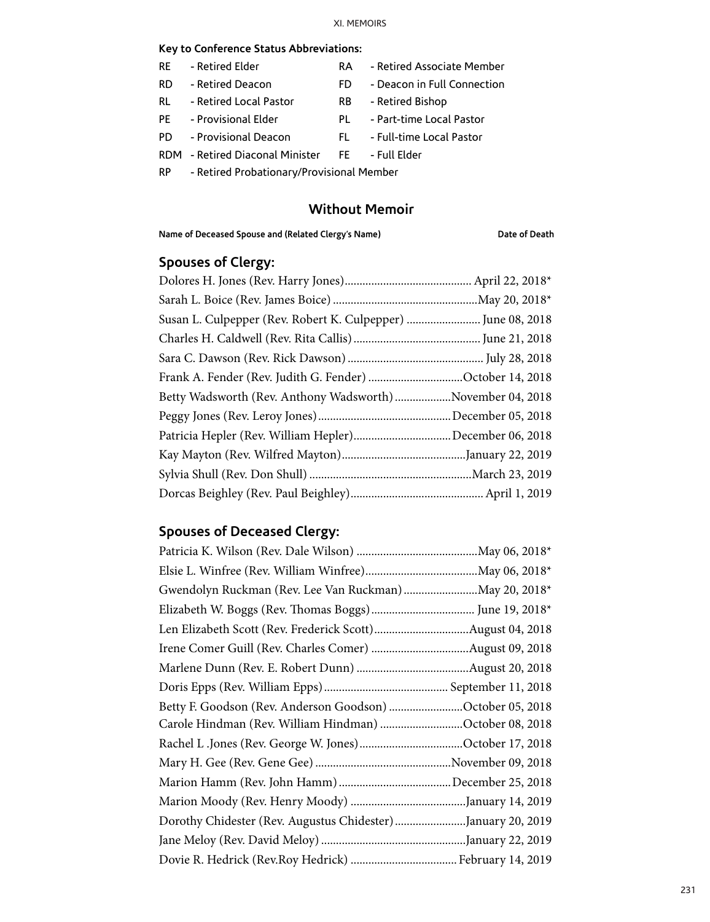**Key to Conference Status Abbreviations:**

| | | | |
|---|---|---|---|
| RE | - Retired Elder | RA | - Retired Associate Member |
| RD | - Retired Deacon | FD | - Deacon in Full Connection |
| RL | - Retired Local Pastor | RB | - Retired Bishop |
| PE | - Provisional Elder | PL | - Part-time Local Pastor |
| PD | - Provisional Deacon | FL | - Full-time Local Pastor |
| RDM | - Retired Diaconal Minister | FE | - Full Elder |
| RP | - Retired Probationary/Provisional Member | | |

## Without Memoir

**Name of Deceased Spouse and (Related Clergy's Name)** — **Date of Death**

### Spouses of Clergy:

Dolores H. Jones (Rev. Harry Jones).......................................... April 22, 2018*
Sarah L. Boice (Rev. James Boice) ................................................May 20, 2018*
Susan L. Culpepper (Rev. Robert K. Culpepper) ......................... June 08, 2018
Charles H. Caldwell (Rev. Rita Callis)........................................... June 21, 2018
Sara C. Dawson (Rev. Rick Dawson)............................................. July 28, 2018
Frank A. Fender (Rev. Judith G. Fender) ................................October 14, 2018
Betty Wadsworth (Rev. Anthony Wadsworth)...................November 04, 2018
Peggy Jones (Rev. Leroy Jones)............................................December 05, 2018
Patricia Hepler (Rev. William Hepler).................................December 06, 2018
Kay Mayton (Rev. Wilfred Mayton)..........................................January 22, 2019
Sylvia Shull (Rev. Don Shull) ......................................................March 23, 2019
Dorcas Beighley (Rev. Paul Beighley)............................................ April 1, 2019

### Spouses of Deceased Clergy:

Patricia K. Wilson (Rev. Dale Wilson) .........................................May 06, 2018*
Elsie L. Winfree (Rev. William Winfree)......................................May 06, 2018*
Gwendolyn Ruckman (Rev. Lee Van Ruckman).........................May 20, 2018*
Elizabeth W. Boggs (Rev. Thomas Boggs).................................. June 19, 2018*
Len Elizabeth Scott (Rev. Frederick Scott)................................August 04, 2018
Irene Comer Guill (Rev. Charles Comer) .................................August 09, 2018
Marlene Dunn (Rev. E. Robert Dunn) ......................................August 20, 2018
Doris Epps (Rev. William Epps).......................................... September 11, 2018
Betty F. Goodson (Rev. Anderson Goodson) .........................October 05, 2018
Carole Hindman (Rev. William Hindman) ............................October 08, 2018
Rachel L .Jones (Rev. George W. Jones)..................................October 17, 2018
Mary H. Gee (Rev. Gene Gee) .............................................November 09, 2018
Marion Hamm (Rev. John Hamm).....................................December 25, 2018
Marion Moody (Rev. Henry Moody) .......................................January 14, 2019
Dorothy Chidester (Rev. Augustus Chidester)........................January 20, 2019
Jane Meloy (Rev. David Meloy) .................................................January 22, 2019
Dovie R. Hedrick (Rev.Roy Hedrick) .................................... February 14, 2019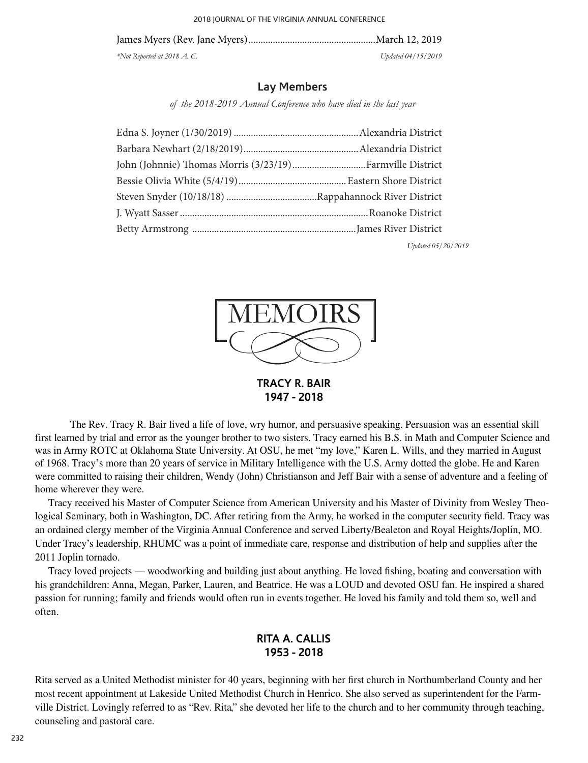James Myers (Rev. Jane Myers)....................................................March 12, 2019

*\*Not Reported at 2018 A. C.* *Updated 04/15/2019*

## Lay Members

*of the 2018-2019 Annual Conference who have died in the last year*

Edna S. Joyner (1/30/2019) ...................................................Alexandria District

Barbara Newhart (2/18/2019)...............................................Alexandria District

John (Johnnie) Thomas Morris (3/23/19)..............................Farmville District

Bessie Olivia White (5/4/19)............................................Eastern Shore District

Steven Snyder (10/18/18) .....................................Rappahannock River District

J. Wyatt Sasser .............................................................................Roanoke District

Betty Armstrong ...................................................................James River District

*Updated 05/20/2019*

# MEMOIRS

## TRACY R. BAIR
## 1947 - 2018

The Rev. Tracy R. Bair lived a life of love, wry humor, and persuasive speaking. Persuasion was an essential skill first learned by trial and error as the younger brother to two sisters. Tracy earned his B.S. in Math and Computer Science and was in Army ROTC at Oklahoma State University. At OSU, he met "my love," Karen L. Wills, and they married in August of 1968. Tracy's more than 20 years of service in Military Intelligence with the U.S. Army dotted the globe. He and Karen were committed to raising their children, Wendy (John) Christianson and Jeff Bair with a sense of adventure and a feeling of home wherever they were.

Tracy received his Master of Computer Science from American University and his Master of Divinity from Wesley Theological Seminary, both in Washington, DC. After retiring from the Army, he worked in the computer security field. Tracy was an ordained clergy member of the Virginia Annual Conference and served Liberty/Bealeton and Royal Heights/Joplin, MO. Under Tracy's leadership, RHUMC was a point of immediate care, response and distribution of help and supplies after the 2011 Joplin tornado.

Tracy loved projects — woodworking and building just about anything. He loved fishing, boating and conversation with his grandchildren: Anna, Megan, Parker, Lauren, and Beatrice. He was a LOUD and devoted OSU fan. He inspired a shared passion for running; family and friends would often run in events together. He loved his family and told them so, well and often.

## RITA A. CALLIS
## 1953 - 2018

Rita served as a United Methodist minister for 40 years, beginning with her first church in Northumberland County and her most recent appointment at Lakeside United Methodist Church in Henrico. She also served as superintendent for the Farmville District. Lovingly referred to as "Rev. Rita," she devoted her life to the church and to her community through teaching, counseling and pastoral care.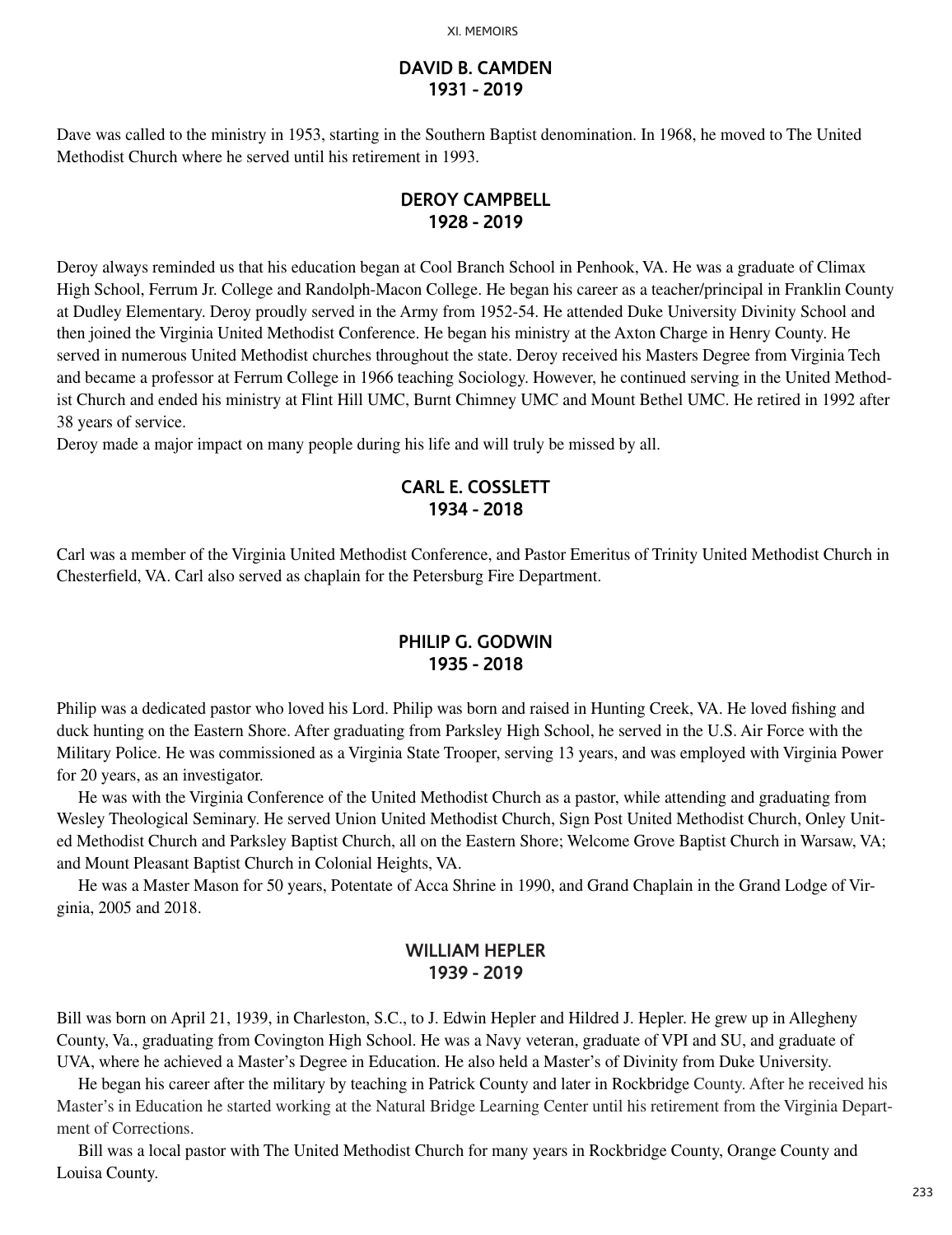## DAVID B. CAMDEN
## 1931 - 2019

Dave was called to the ministry in 1953, starting in the Southern Baptist denomination. In 1968, he moved to The United Methodist Church where he served until his retirement in 1993.

## DEROY CAMPBELL
## 1928 - 2019

Deroy always reminded us that his education began at Cool Branch School in Penhook, VA. He was a graduate of Climax High School, Ferrum Jr. College and Randolph-Macon College. He began his career as a teacher/principal in Franklin County at Dudley Elementary. Deroy proudly served in the Army from 1952-54. He attended Duke University Divinity School and then joined the Virginia United Methodist Conference. He began his ministry at the Axton Charge in Henry County. He served in numerous United Methodist churches throughout the state. Deroy received his Masters Degree from Virginia Tech and became a professor at Ferrum College in 1966 teaching Sociology. However, he continued serving in the United Methodist Church and ended his ministry at Flint Hill UMC, Burnt Chimney UMC and Mount Bethel UMC. He retired in 1992 after 38 years of service.

Deroy made a major impact on many people during his life and will truly be missed by all.

## CARL E. COSSLETT
## 1934 - 2018

Carl was a member of the Virginia United Methodist Conference, and Pastor Emeritus of Trinity United Methodist Church in Chesterfield, VA. Carl also served as chaplain for the Petersburg Fire Department.

## PHILIP G. GODWIN
## 1935 - 2018

Philip was a dedicated pastor who loved his Lord. Philip was born and raised in Hunting Creek, VA. He loved fishing and duck hunting on the Eastern Shore. After graduating from Parksley High School, he served in the U.S. Air Force with the Military Police. He was commissioned as a Virginia State Trooper, serving 13 years, and was employed with Virginia Power for 20 years, as an investigator.

He was with the Virginia Conference of the United Methodist Church as a pastor, while attending and graduating from Wesley Theological Seminary. He served Union United Methodist Church, Sign Post United Methodist Church, Onley United Methodist Church and Parksley Baptist Church, all on the Eastern Shore; Welcome Grove Baptist Church in Warsaw, VA; and Mount Pleasant Baptist Church in Colonial Heights, VA.

He was a Master Mason for 50 years, Potentate of Acca Shrine in 1990, and Grand Chaplain in the Grand Lodge of Virginia, 2005 and 2018.

## WILLIAM HEPLER
## 1939 - 2019

Bill was born on April 21, 1939, in Charleston, S.C., to J. Edwin Hepler and Hildred J. Hepler. He grew up in Allegheny County, Va., graduating from Covington High School. He was a Navy veteran, graduate of VPI and SU, and graduate of UVA, where he achieved a Master's Degree in Education. He also held a Master's of Divinity from Duke University.

He began his career after the military by teaching in Patrick County and later in Rockbridge County. After he received his Master's in Education he started working at the Natural Bridge Learning Center until his retirement from the Virginia Department of Corrections.

Bill was a local pastor with The United Methodist Church for many years in Rockbridge County, Orange County and Louisa County.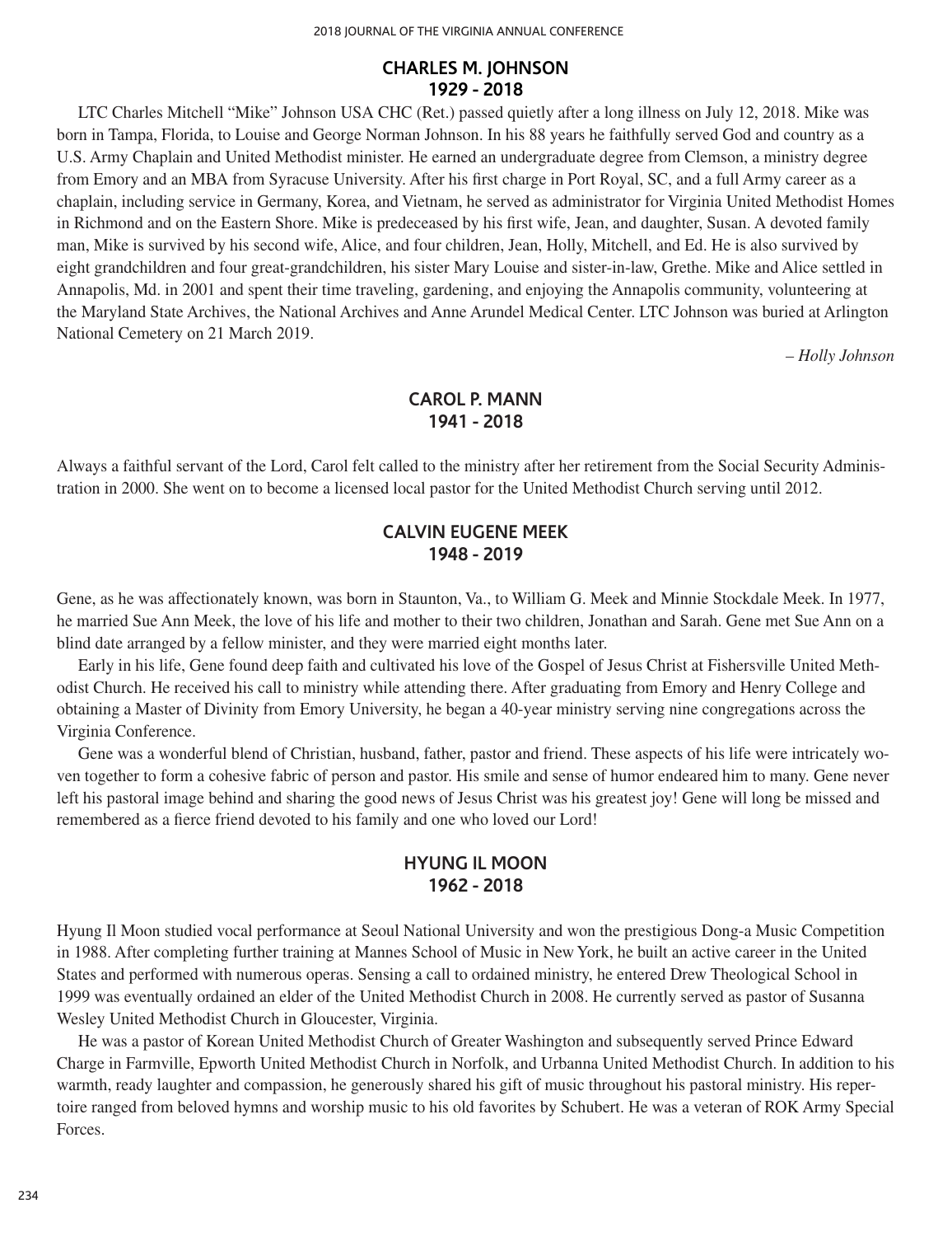## CHARLES M. JOHNSON
## 1929 - 2018

LTC Charles Mitchell "Mike" Johnson USA CHC (Ret.) passed quietly after a long illness on July 12, 2018. Mike was born in Tampa, Florida, to Louise and George Norman Johnson. In his 88 years he faithfully served God and country as a U.S. Army Chaplain and United Methodist minister. He earned an undergraduate degree from Clemson, a ministry degree from Emory and an MBA from Syracuse University. After his first charge in Port Royal, SC, and a full Army career as a chaplain, including service in Germany, Korea, and Vietnam, he served as administrator for Virginia United Methodist Homes in Richmond and on the Eastern Shore. Mike is predeceased by his first wife, Jean, and daughter, Susan. A devoted family man, Mike is survived by his second wife, Alice, and four children, Jean, Holly, Mitchell, and Ed. He is also survived by eight grandchildren and four great-grandchildren, his sister Mary Louise and sister-in-law, Grethe. Mike and Alice settled in Annapolis, Md. in 2001 and spent their time traveling, gardening, and enjoying the Annapolis community, volunteering at the Maryland State Archives, the National Archives and Anne Arundel Medical Center. LTC Johnson was buried at Arlington National Cemetery on 21 March 2019.

*– Holly Johnson*

## CAROL P. MANN
## 1941 - 2018

Always a faithful servant of the Lord, Carol felt called to the ministry after her retirement from the Social Security Administration in 2000. She went on to become a licensed local pastor for the United Methodist Church serving until 2012.

## CALVIN EUGENE MEEK
## 1948 - 2019

Gene, as he was affectionately known, was born in Staunton, Va., to William G. Meek and Minnie Stockdale Meek. In 1977, he married Sue Ann Meek, the love of his life and mother to their two children, Jonathan and Sarah. Gene met Sue Ann on a blind date arranged by a fellow minister, and they were married eight months later.

Early in his life, Gene found deep faith and cultivated his love of the Gospel of Jesus Christ at Fishersville United Methodist Church. He received his call to ministry while attending there. After graduating from Emory and Henry College and obtaining a Master of Divinity from Emory University, he began a 40-year ministry serving nine congregations across the Virginia Conference.

Gene was a wonderful blend of Christian, husband, father, pastor and friend. These aspects of his life were intricately woven together to form a cohesive fabric of person and pastor. His smile and sense of humor endeared him to many. Gene never left his pastoral image behind and sharing the good news of Jesus Christ was his greatest joy! Gene will long be missed and remembered as a fierce friend devoted to his family and one who loved our Lord!

## HYUNG IL MOON
## 1962 - 2018

Hyung Il Moon studied vocal performance at Seoul National University and won the prestigious Dong-a Music Competition in 1988. After completing further training at Mannes School of Music in New York, he built an active career in the United States and performed with numerous operas. Sensing a call to ordained ministry, he entered Drew Theological School in 1999 was eventually ordained an elder of the United Methodist Church in 2008. He currently served as pastor of Susanna Wesley United Methodist Church in Gloucester, Virginia.

He was a pastor of Korean United Methodist Church of Greater Washington and subsequently served Prince Edward Charge in Farmville, Epworth United Methodist Church in Norfolk, and Urbanna United Methodist Church. In addition to his warmth, ready laughter and compassion, he generously shared his gift of music throughout his pastoral ministry. His repertoire ranged from beloved hymns and worship music to his old favorites by Schubert. He was a veteran of ROK Army Special Forces.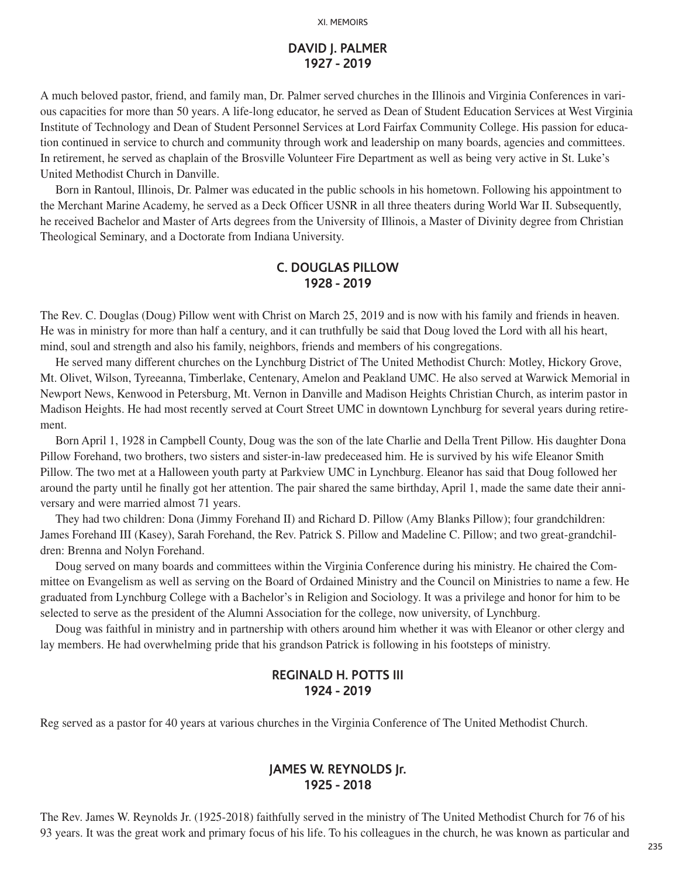## DAVID J. PALMER
## 1927 - 2019

A much beloved pastor, friend, and family man, Dr. Palmer served churches in the Illinois and Virginia Conferences in various capacities for more than 50 years. A life-long educator, he served as Dean of Student Education Services at West Virginia Institute of Technology and Dean of Student Personnel Services at Lord Fairfax Community College. His passion for education continued in service to church and community through work and leadership on many boards, agencies and committees. In retirement, he served as chaplain of the Brosville Volunteer Fire Department as well as being very active in St. Luke's United Methodist Church in Danville.

Born in Rantoul, Illinois, Dr. Palmer was educated in the public schools in his hometown. Following his appointment to the Merchant Marine Academy, he served as a Deck Officer USNR in all three theaters during World War II. Subsequently, he received Bachelor and Master of Arts degrees from the University of Illinois, a Master of Divinity degree from Christian Theological Seminary, and a Doctorate from Indiana University.

## C. DOUGLAS PILLOW
## 1928 - 2019

The Rev. C. Douglas (Doug) Pillow went with Christ on March 25, 2019 and is now with his family and friends in heaven. He was in ministry for more than half a century, and it can truthfully be said that Doug loved the Lord with all his heart, mind, soul and strength and also his family, neighbors, friends and members of his congregations.

He served many different churches on the Lynchburg District of The United Methodist Church: Motley, Hickory Grove, Mt. Olivet, Wilson, Tyreeanna, Timberlake, Centenary, Amelon and Peakland UMC. He also served at Warwick Memorial in Newport News, Kenwood in Petersburg, Mt. Vernon in Danville and Madison Heights Christian Church, as interim pastor in Madison Heights. He had most recently served at Court Street UMC in downtown Lynchburg for several years during retirement.

Born April 1, 1928 in Campbell County, Doug was the son of the late Charlie and Della Trent Pillow. His daughter Dona Pillow Forehand, two brothers, two sisters and sister-in-law predeceased him. He is survived by his wife Eleanor Smith Pillow. The two met at a Halloween youth party at Parkview UMC in Lynchburg. Eleanor has said that Doug followed her around the party until he finally got her attention. The pair shared the same birthday, April 1, made the same date their anniversary and were married almost 71 years.

They had two children: Dona (Jimmy Forehand II) and Richard D. Pillow (Amy Blanks Pillow); four grandchildren: James Forehand III (Kasey), Sarah Forehand, the Rev. Patrick S. Pillow and Madeline C. Pillow; and two great-grandchildren: Brenna and Nolyn Forehand.

Doug served on many boards and committees within the Virginia Conference during his ministry. He chaired the Committee on Evangelism as well as serving on the Board of Ordained Ministry and the Council on Ministries to name a few. He graduated from Lynchburg College with a Bachelor's in Religion and Sociology. It was a privilege and honor for him to be selected to serve as the president of the Alumni Association for the college, now university, of Lynchburg.

Doug was faithful in ministry and in partnership with others around him whether it was with Eleanor or other clergy and lay members. He had overwhelming pride that his grandson Patrick is following in his footsteps of ministry.

## REGINALD H. POTTS III
## 1924 - 2019

Reg served as a pastor for 40 years at various churches in the Virginia Conference of The United Methodist Church.

## JAMES W. REYNOLDS Jr.
## 1925 - 2018

The Rev. James W. Reynolds Jr. (1925-2018) faithfully served in the ministry of The United Methodist Church for 76 of his 93 years. It was the great work and primary focus of his life. To his colleagues in the church, he was known as particular and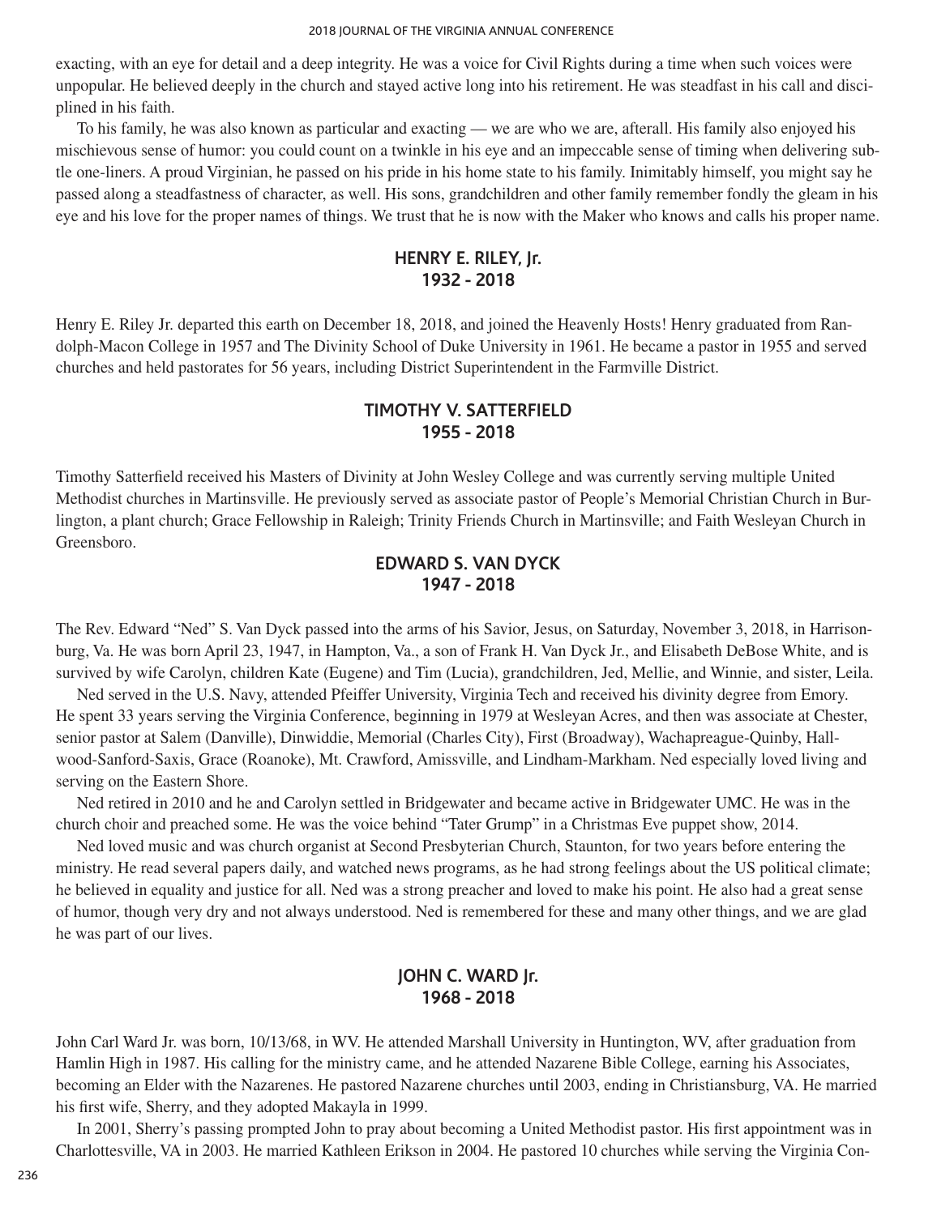exacting, with an eye for detail and a deep integrity. He was a voice for Civil Rights during a time when such voices were unpopular. He believed deeply in the church and stayed active long into his retirement. He was steadfast in his call and disciplined in his faith.

To his family, he was also known as particular and exacting — we are who we are, afterall. His family also enjoyed his mischievous sense of humor: you could count on a twinkle in his eye and an impeccable sense of timing when delivering subtle one-liners. A proud Virginian, he passed on his pride in his home state to his family. Inimitably himself, you might say he passed along a steadfastness of character, as well. His sons, grandchildren and other family remember fondly the gleam in his eye and his love for the proper names of things. We trust that he is now with the Maker who knows and calls his proper name.

## HENRY E. RILEY, Jr.
## 1932 - 2018

Henry E. Riley Jr. departed this earth on December 18, 2018, and joined the Heavenly Hosts! Henry graduated from Randolph-Macon College in 1957 and The Divinity School of Duke University in 1961. He became a pastor in 1955 and served churches and held pastorates for 56 years, including District Superintendent in the Farmville District.

## TIMOTHY V. SATTERFIELD
## 1955 - 2018

Timothy Satterfield received his Masters of Divinity at John Wesley College and was currently serving multiple United Methodist churches in Martinsville. He previously served as associate pastor of People's Memorial Christian Church in Burlington, a plant church; Grace Fellowship in Raleigh; Trinity Friends Church in Martinsville; and Faith Wesleyan Church in Greensboro.

## EDWARD S. VAN DYCK
## 1947 - 2018

The Rev. Edward "Ned" S. Van Dyck passed into the arms of his Savior, Jesus, on Saturday, November 3, 2018, in Harrisonburg, Va. He was born April 23, 1947, in Hampton, Va., a son of Frank H. Van Dyck Jr., and Elisabeth DeBose White, and is survived by wife Carolyn, children Kate (Eugene) and Tim (Lucia), grandchildren, Jed, Mellie, and Winnie, and sister, Leila.

Ned served in the U.S. Navy, attended Pfeiffer University, Virginia Tech and received his divinity degree from Emory. He spent 33 years serving the Virginia Conference, beginning in 1979 at Wesleyan Acres, and then was associate at Chester, senior pastor at Salem (Danville), Dinwiddie, Memorial (Charles City), First (Broadway), Wachapreague-Quinby, Hallwood-Sanford-Saxis, Grace (Roanoke), Mt. Crawford, Amissville, and Lindham-Markham. Ned especially loved living and serving on the Eastern Shore.

Ned retired in 2010 and he and Carolyn settled in Bridgewater and became active in Bridgewater UMC. He was in the church choir and preached some. He was the voice behind "Tater Grump" in a Christmas Eve puppet show, 2014.

Ned loved music and was church organist at Second Presbyterian Church, Staunton, for two years before entering the ministry. He read several papers daily, and watched news programs, as he had strong feelings about the US political climate; he believed in equality and justice for all. Ned was a strong preacher and loved to make his point. He also had a great sense of humor, though very dry and not always understood. Ned is remembered for these and many other things, and we are glad he was part of our lives.

## JOHN C. WARD Jr.
## 1968 - 2018

John Carl Ward Jr. was born, 10/13/68, in WV. He attended Marshall University in Huntington, WV, after graduation from Hamlin High in 1987. His calling for the ministry came, and he attended Nazarene Bible College, earning his Associates, becoming an Elder with the Nazarenes. He pastored Nazarene churches until 2003, ending in Christiansburg, VA. He married his first wife, Sherry, and they adopted Makayla in 1999.

In 2001, Sherry's passing prompted John to pray about becoming a United Methodist pastor. His first appointment was in Charlottesville, VA in 2003. He married Kathleen Erikson in 2004. He pastored 10 churches while serving the Virginia Con-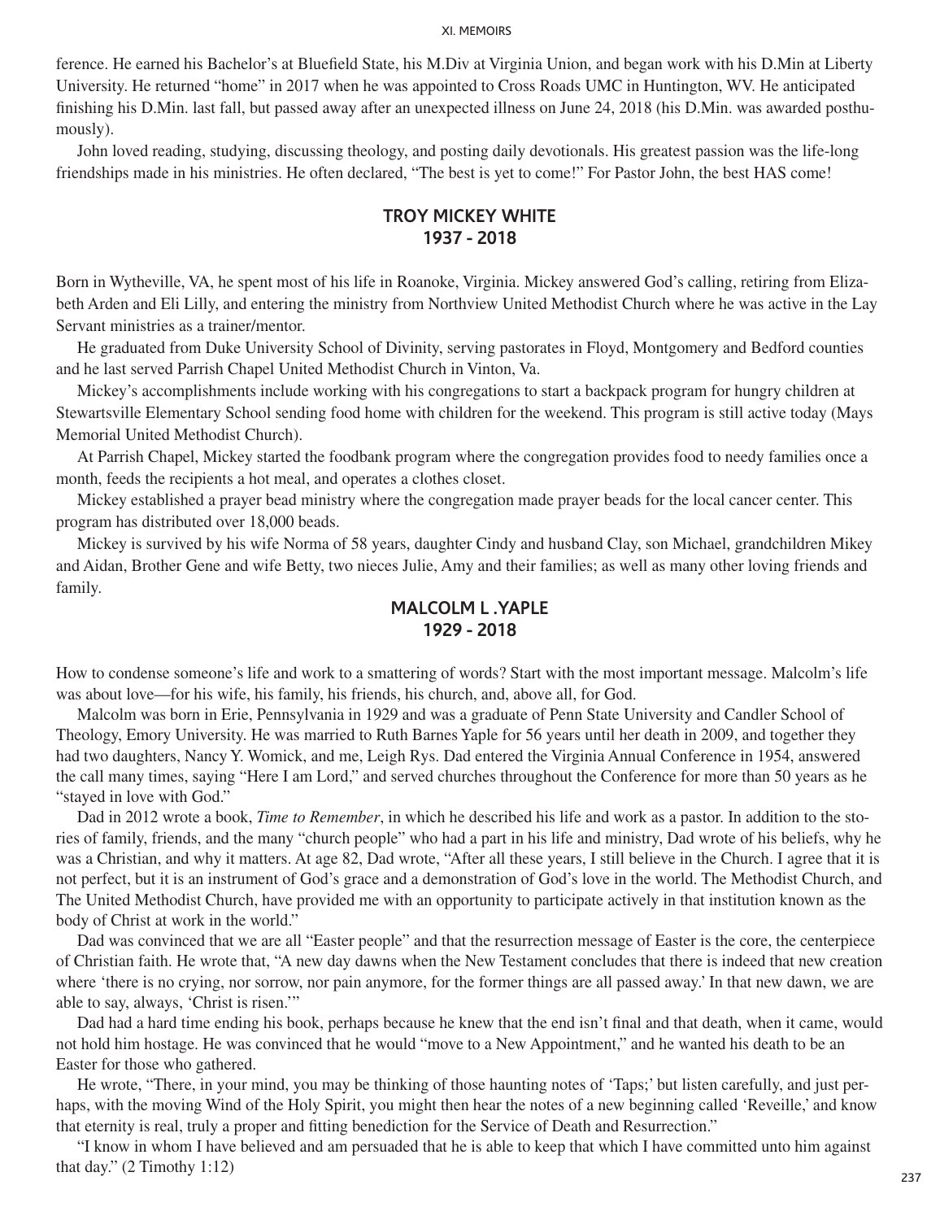ference. He earned his Bachelor's at Bluefield State, his M.Div at Virginia Union, and began work with his D.Min at Liberty University. He returned "home" in 2017 when he was appointed to Cross Roads UMC in Huntington, WV. He anticipated finishing his D.Min. last fall, but passed away after an unexpected illness on June 24, 2018 (his D.Min. was awarded posthumously).

John loved reading, studying, discussing theology, and posting daily devotionals. His greatest passion was the life-long friendships made in his ministries. He often declared, "The best is yet to come!" For Pastor John, the best HAS come!

## TROY MICKEY WHITE
## 1937 - 2018

Born in Wytheville, VA, he spent most of his life in Roanoke, Virginia. Mickey answered God's calling, retiring from Elizabeth Arden and Eli Lilly, and entering the ministry from Northview United Methodist Church where he was active in the Lay Servant ministries as a trainer/mentor.

He graduated from Duke University School of Divinity, serving pastorates in Floyd, Montgomery and Bedford counties and he last served Parrish Chapel United Methodist Church in Vinton, Va.

Mickey's accomplishments include working with his congregations to start a backpack program for hungry children at Stewartsville Elementary School sending food home with children for the weekend. This program is still active today (Mays Memorial United Methodist Church).

At Parrish Chapel, Mickey started the foodbank program where the congregation provides food to needy families once a month, feeds the recipients a hot meal, and operates a clothes closet.

Mickey established a prayer bead ministry where the congregation made prayer beads for the local cancer center. This program has distributed over 18,000 beads.

Mickey is survived by his wife Norma of 58 years, daughter Cindy and husband Clay, son Michael, grandchildren Mikey and Aidan, Brother Gene and wife Betty, two nieces Julie, Amy and their families; as well as many other loving friends and family.

## MALCOLM L .YAPLE
## 1929 - 2018

How to condense someone's life and work to a smattering of words? Start with the most important message. Malcolm's life was about love—for his wife, his family, his friends, his church, and, above all, for God.

Malcolm was born in Erie, Pennsylvania in 1929 and was a graduate of Penn State University and Candler School of Theology, Emory University. He was married to Ruth Barnes Yaple for 56 years until her death in 2009, and together they had two daughters, Nancy Y. Womick, and me, Leigh Rys. Dad entered the Virginia Annual Conference in 1954, answered the call many times, saying "Here I am Lord," and served churches throughout the Conference for more than 50 years as he "stayed in love with God."

Dad in 2012 wrote a book, *Time to Remember*, in which he described his life and work as a pastor. In addition to the stories of family, friends, and the many "church people" who had a part in his life and ministry, Dad wrote of his beliefs, why he was a Christian, and why it matters. At age 82, Dad wrote, "After all these years, I still believe in the Church. I agree that it is not perfect, but it is an instrument of God's grace and a demonstration of God's love in the world. The Methodist Church, and The United Methodist Church, have provided me with an opportunity to participate actively in that institution known as the body of Christ at work in the world."

Dad was convinced that we are all "Easter people" and that the resurrection message of Easter is the core, the centerpiece of Christian faith. He wrote that, "A new day dawns when the New Testament concludes that there is indeed that new creation where 'there is no crying, nor sorrow, nor pain anymore, for the former things are all passed away.' In that new dawn, we are able to say, always, 'Christ is risen.'"

Dad had a hard time ending his book, perhaps because he knew that the end isn't final and that death, when it came, would not hold him hostage. He was convinced that he would "move to a New Appointment," and he wanted his death to be an Easter for those who gathered.

He wrote, "There, in your mind, you may be thinking of those haunting notes of 'Taps;' but listen carefully, and just perhaps, with the moving Wind of the Holy Spirit, you might then hear the notes of a new beginning called 'Reveille,' and know that eternity is real, truly a proper and fitting benediction for the Service of Death and Resurrection."

"I know in whom I have believed and am persuaded that he is able to keep that which I have committed unto him against that day." (2 Timothy 1:12)